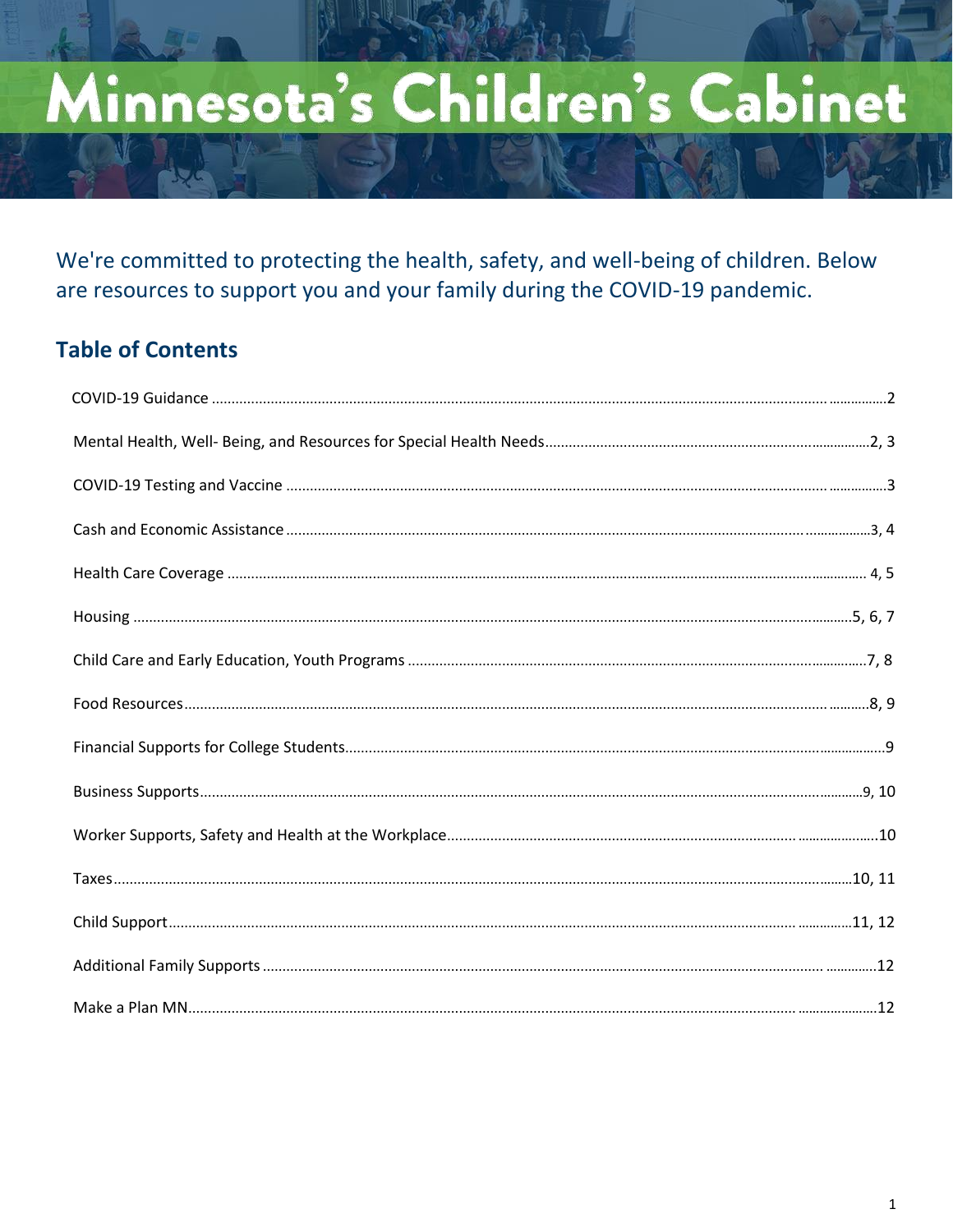# Minnesota's Children's Cabinet

We're committed to protecting the health, safety, and well-being of children. Below are resources to support you and your family during the COVID-19 pandemic.

## Table of Contents

COVID-19 Guidance ........................................ 2

Mental Health, Well- Being, and Resources for Special Health Needs ........................................ 2, 3

COVID-19 Testing and Vaccine ........................................ 3

Cash and Economic Assistance ........................................ 3, 4

Health Care Coverage ........................................ 4, 5

Housing ........................................ 5, 6, 7

Child Care and Early Education, Youth Programs ........................................ 7, 8

Food Resources ........................................ 8, 9

Financial Supports for College Students ........................................ 9

Business Supports ........................................ 9, 10

Worker Supports, Safety and Health at the Workplace ........................................ 10

Taxes ........................................ 10, 11

Child Support ........................................ 11, 12

Additional Family Supports ........................................ 12

Make a Plan MN ........................................ 12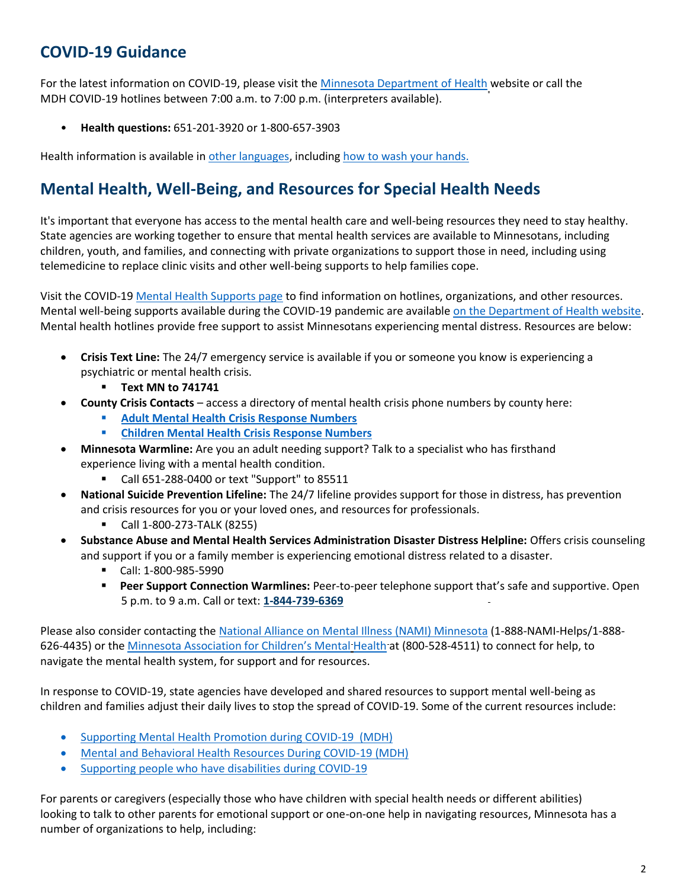## COVID-19 Guidance

For the latest information on COVID-19, please visit the Minnesota Department of Health website or call the MDH COVID-19 hotlines between 7:00 a.m. to 7:00 p.m. (interpreters available).

- **Health questions:** 651-201-3920 or 1-800-657-3903

Health information is available in other languages, including how to wash your hands.

## Mental Health, Well-Being, and Resources for Special Health Needs

It's important that everyone has access to the mental health care and well-being resources they need to stay healthy. State agencies are working together to ensure that mental health services are available to Minnesotans, including children, youth, and families, and connecting with private organizations to support those in need, including using telemedicine to replace clinic visits and other well-being supports to help families cope.

Visit the COVID-19 Mental Health Supports page to find information on hotlines, organizations, and other resources. Mental well-being supports available during the COVID-19 pandemic are available on the Department of Health website. Mental health hotlines provide free support to assist Minnesotans experiencing mental distress. Resources are below:

- **Crisis Text Line:** The 24/7 emergency service is available if you or someone you know is experiencing a psychiatric or mental health crisis.
  - **Text MN to 741741**
- **County Crisis Contacts** – access a directory of mental health crisis phone numbers by county here:
  - **Adult Mental Health Crisis Response Numbers**
  - **Children Mental Health Crisis Response Numbers**
- **Minnesota Warmline:** Are you an adult needing support? Talk to a specialist who has firsthand experience living with a mental health condition.
  - Call 651-288-0400 or text "Support" to 85511
- **National Suicide Prevention Lifeline:** The 24/7 lifeline provides support for those in distress, has prevention and crisis resources for you or your loved ones, and resources for professionals.
  - Call 1-800-273-TALK (8255)
- **Substance Abuse and Mental Health Services Administration Disaster Distress Helpline:** Offers crisis counseling and support if you or a family member is experiencing emotional distress related to a disaster.
  - Call: 1-800-985-5990
  - **Peer Support Connection Warmlines:** Peer-to-peer telephone support that's safe and supportive. Open 5 p.m. to 9 a.m. Call or text: **1-844-739-6369**

Please also consider contacting the National Alliance on Mental Illness (NAMI) Minnesota (1-888-NAMI-Helps/1-888-626-4435) or the Minnesota Association for Children's Mental Health at (800-528-4511) to connect for help, to navigate the mental health system, for support and for resources.

In response to COVID-19, state agencies have developed and shared resources to support mental well-being as children and families adjust their daily lives to stop the spread of COVID-19. Some of the current resources include:

- Supporting Mental Health Promotion during COVID-19 (MDH)
- Mental and Behavioral Health Resources During COVID-19 (MDH)
- Supporting people who have disabilities during COVID-19

For parents or caregivers (especially those who have children with special health needs or different abilities) looking to talk to other parents for emotional support or one-on-one help in navigating resources, Minnesota has a number of organizations to help, including: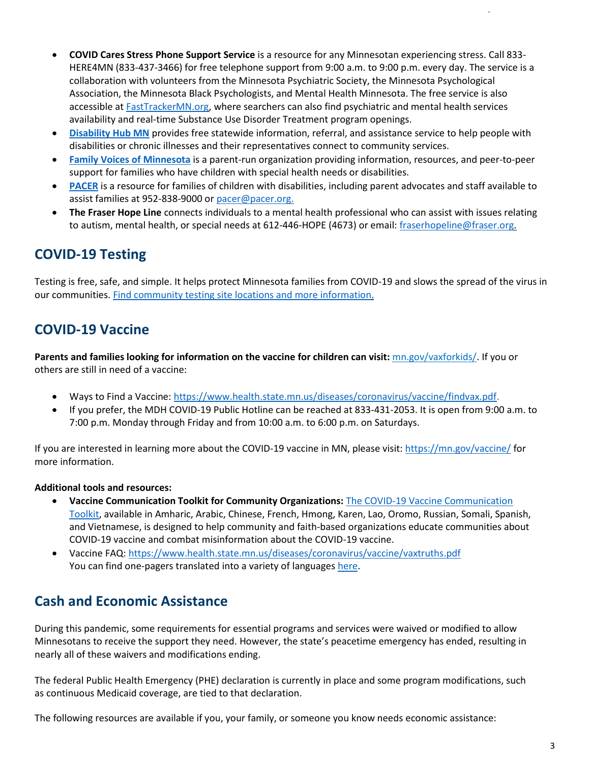- **COVID Cares Stress Phone Support Service** is a resource for any Minnesotan experiencing stress. Call 833-HERE4MN (833-437-3466) for free telephone support from 9:00 a.m. to 9:00 p.m. every day. The service is a collaboration with volunteers from the Minnesota Psychiatric Society, the Minnesota Psychological Association, the Minnesota Black Psychologists, and Mental Health Minnesota. The free service is also accessible at FastTrackerMN.org, where searchers can also find psychiatric and mental health services availability and real-time Substance Use Disorder Treatment program openings.
- **Disability Hub MN** provides free statewide information, referral, and assistance service to help people with disabilities or chronic illnesses and their representatives connect to community services.
- **Family Voices of Minnesota** is a parent-run organization providing information, resources, and peer-to-peer support for families who have children with special health needs or disabilities.
- **PACER** is a resource for families of children with disabilities, including parent advocates and staff available to assist families at 952-838-9000 or pacer@pacer.org.
- **The Fraser Hope Line** connects individuals to a mental health professional who can assist with issues relating to autism, mental health, or special needs at 612-446-HOPE (4673) or email: fraserhopeline@fraser.org.

## COVID-19 Testing

Testing is free, safe, and simple. It helps protect Minnesota families from COVID-19 and slows the spread of the virus in our communities. Find community testing site locations and more information.

## COVID-19 Vaccine

**Parents and families looking for information on the vaccine for children can visit:** mn.gov/vaxforkids/. If you or others are still in need of a vaccine:

- Ways to Find a Vaccine: https://www.health.state.mn.us/diseases/coronavirus/vaccine/findvax.pdf.
- If you prefer, the MDH COVID-19 Public Hotline can be reached at 833-431-2053. It is open from 9:00 a.m. to 7:00 p.m. Monday through Friday and from 10:00 a.m. to 6:00 p.m. on Saturdays.

If you are interested in learning more about the COVID-19 vaccine in MN, please visit: https://mn.gov/vaccine/ for more information.

**Additional tools and resources:**

- **Vaccine Communication Toolkit for Community Organizations:** The COVID-19 Vaccine Communication Toolkit, available in Amharic, Arabic, Chinese, French, Hmong, Karen, Lao, Oromo, Russian, Somali, Spanish, and Vietnamese, is designed to help community and faith-based organizations educate communities about COVID-19 vaccine and combat misinformation about the COVID-19 vaccine.
- Vaccine FAQ: https://www.health.state.mn.us/diseases/coronavirus/vaccine/vaxtruths.pdf
  You can find one-pagers translated into a variety of languages here.

## Cash and Economic Assistance

During this pandemic, some requirements for essential programs and services were waived or modified to allow Minnesotans to receive the support they need. However, the state's peacetime emergency has ended, resulting in nearly all of these waivers and modifications ending.

The federal Public Health Emergency (PHE) declaration is currently in place and some program modifications, such as continuous Medicaid coverage, are tied to that declaration.

The following resources are available if you, your family, or someone you know needs economic assistance: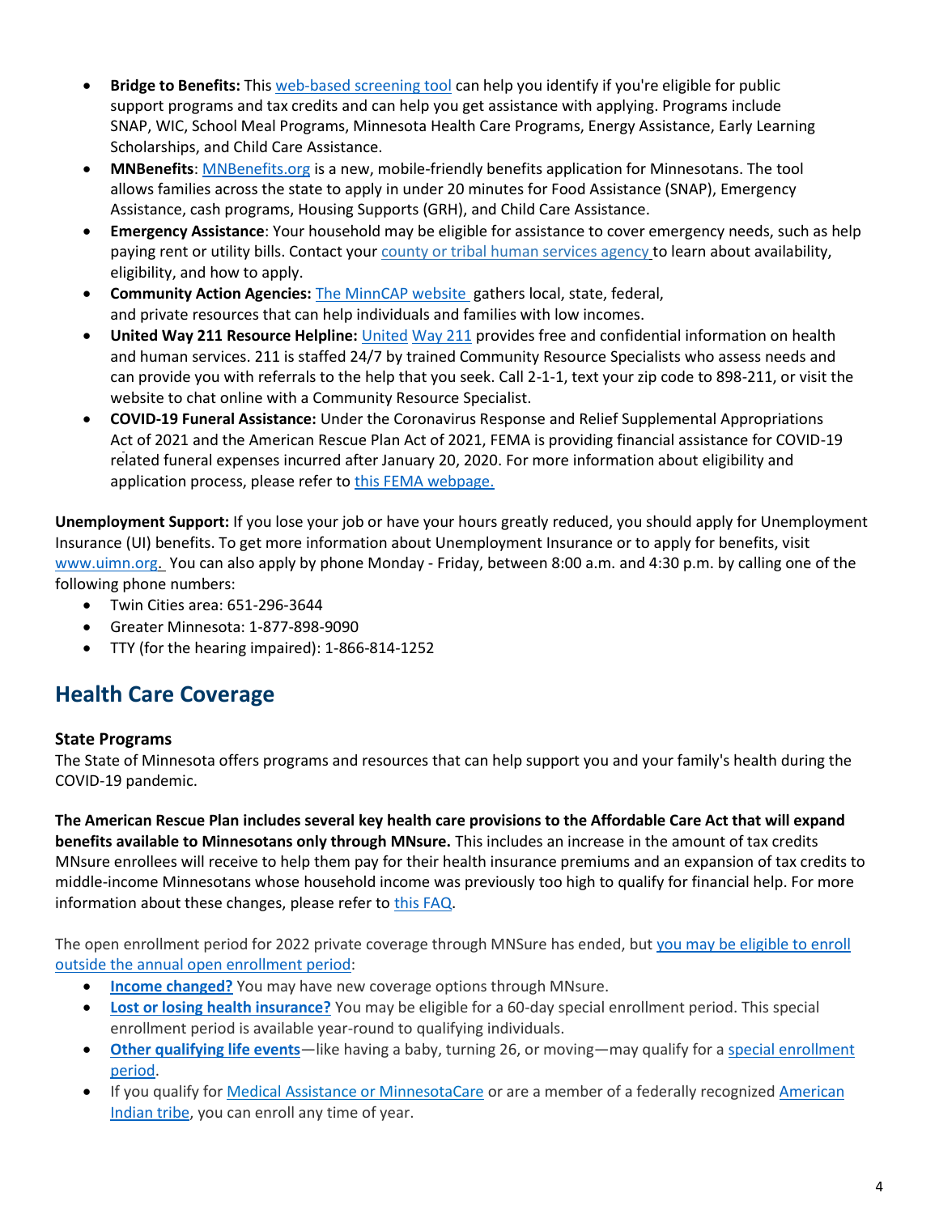- **Bridge to Benefits:** This web-based screening tool can help you identify if you're eligible for public support programs and tax credits and can help you get assistance with applying. Programs include SNAP, WIC, School Meal Programs, Minnesota Health Care Programs, Energy Assistance, Early Learning Scholarships, and Child Care Assistance.
- **MNBenefits**: MNBenefits.org is a new, mobile-friendly benefits application for Minnesotans. The tool allows families across the state to apply in under 20 minutes for Food Assistance (SNAP), Emergency Assistance, cash programs, Housing Supports (GRH), and Child Care Assistance.
- **Emergency Assistance**: Your household may be eligible for assistance to cover emergency needs, such as help paying rent or utility bills. Contact your county or tribal human services agency to learn about availability, eligibility, and how to apply.
- **Community Action Agencies:** The MinnCAP website gathers local, state, federal, and private resources that can help individuals and families with low incomes.
- **United Way 211 Resource Helpline:** United Way 211 provides free and confidential information on health and human services. 211 is staffed 24/7 by trained Community Resource Specialists who assess needs and can provide you with referrals to the help that you seek. Call 2-1-1, text your zip code to 898-211, or visit the website to chat online with a Community Resource Specialist.
- **COVID-19 Funeral Assistance:** Under the Coronavirus Response and Relief Supplemental Appropriations Act of 2021 and the American Rescue Plan Act of 2021, FEMA is providing financial assistance for COVID-19 related funeral expenses incurred after January 20, 2020. For more information about eligibility and application process, please refer to this FEMA webpage.

**Unemployment Support:** If you lose your job or have your hours greatly reduced, you should apply for Unemployment Insurance (UI) benefits. To get more information about Unemployment Insurance or to apply for benefits, visit www.uimn.org. You can also apply by phone Monday - Friday, between 8:00 a.m. and 4:30 p.m. by calling one of the following phone numbers:

- Twin Cities area: 651-296-3644
- Greater Minnesota: 1-877-898-9090
- TTY (for the hearing impaired): 1-866-814-1252

## Health Care Coverage

### State Programs

The State of Minnesota offers programs and resources that can help support you and your family's health during the COVID-19 pandemic.

**The American Rescue Plan includes several key health care provisions to the Affordable Care Act that will expand benefits available to Minnesotans only through MNsure.** This includes an increase in the amount of tax credits MNsure enrollees will receive to help them pay for their health insurance premiums and an expansion of tax credits to middle-income Minnesotans whose household income was previously too high to qualify for financial help. For more information about these changes, please refer to this FAQ.

The open enrollment period for 2022 private coverage through MNSure has ended, but you may be eligible to enroll outside the annual open enrollment period:

- **Income changed?** You may have new coverage options through MNsure.
- **Lost or losing health insurance?** You may be eligible for a 60-day special enrollment period. This special enrollment period is available year-round to qualifying individuals.
- **Other qualifying life events**—like having a baby, turning 26, or moving—may qualify for a special enrollment period.
- If you qualify for Medical Assistance or MinnesotaCare or are a member of a federally recognized American Indian tribe, you can enroll any time of year.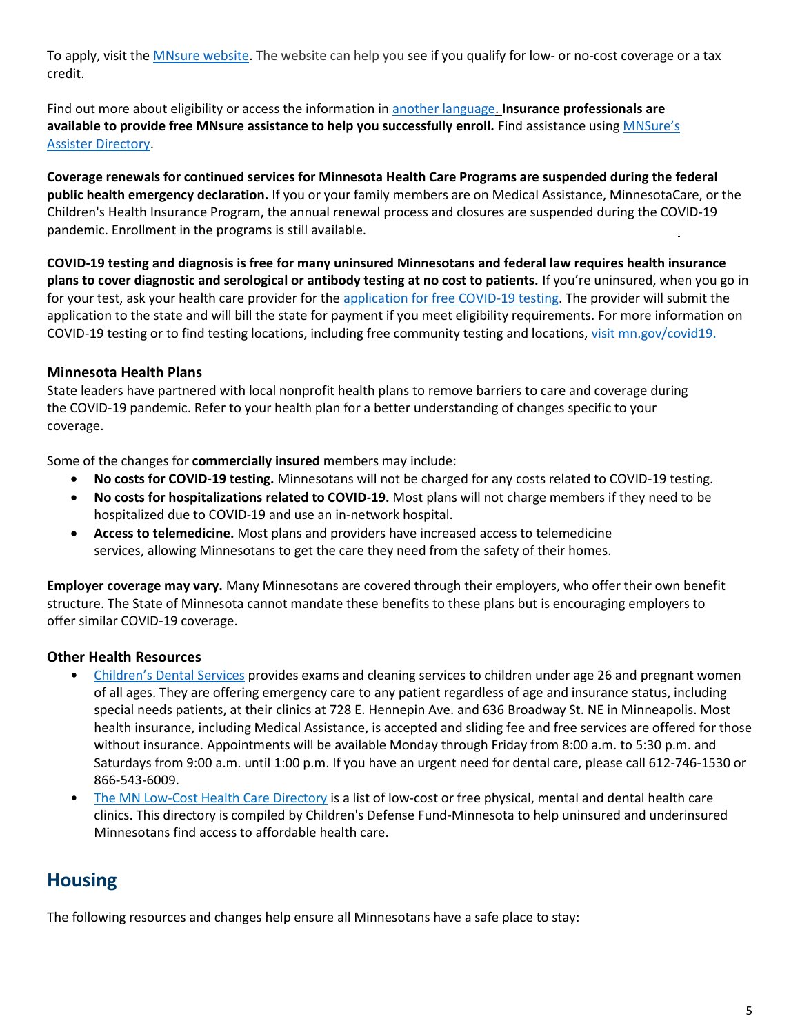To apply, visit the MNsure website. The website can help you see if you qualify for low- or no-cost coverage or a tax credit.

Find out more about eligibility or access the information in another language. **Insurance professionals are available to provide free MNsure assistance to help you successfully enroll.** Find assistance using MNSure's Assister Directory.

**Coverage renewals for continued services for Minnesota Health Care Programs are suspended during the federal public health emergency declaration.** If you or your family members are on Medical Assistance, MinnesotaCare, or the Children's Health Insurance Program, the annual renewal process and closures are suspended during the COVID-19 pandemic. Enrollment in the programs is still available.

**COVID-19 testing and diagnosis is free for many uninsured Minnesotans and federal law requires health insurance plans to cover diagnostic and serological or antibody testing at no cost to patients.** If you're uninsured, when you go in for your test, ask your health care provider for the application for free COVID-19 testing. The provider will submit the application to the state and will bill the state for payment if you meet eligibility requirements. For more information on COVID-19 testing or to find testing locations, including free community testing and locations, visit mn.gov/covid19.

### Minnesota Health Plans

State leaders have partnered with local nonprofit health plans to remove barriers to care and coverage during the COVID-19 pandemic. Refer to your health plan for a better understanding of changes specific to your coverage.

Some of the changes for **commercially insured** members may include:

- **No costs for COVID-19 testing.** Minnesotans will not be charged for any costs related to COVID-19 testing.
- **No costs for hospitalizations related to COVID-19.** Most plans will not charge members if they need to be hospitalized due to COVID-19 and use an in-network hospital.
- **Access to telemedicine.** Most plans and providers have increased access to telemedicine services, allowing Minnesotans to get the care they need from the safety of their homes.

**Employer coverage may vary.** Many Minnesotans are covered through their employers, who offer their own benefit structure. The State of Minnesota cannot mandate these benefits to these plans but is encouraging employers to offer similar COVID-19 coverage.

### Other Health Resources

- Children's Dental Services provides exams and cleaning services to children under age 26 and pregnant women of all ages. They are offering emergency care to any patient regardless of age and insurance status, including special needs patients, at their clinics at 728 E. Hennepin Ave. and 636 Broadway St. NE in Minneapolis. Most health insurance, including Medical Assistance, is accepted and sliding fee and free services are offered for those without insurance. Appointments will be available Monday through Friday from 8:00 a.m. to 5:30 p.m. and Saturdays from 9:00 a.m. until 1:00 p.m. If you have an urgent need for dental care, please call 612-746-1530 or 866-543-6009.
- The MN Low-Cost Health Care Directory is a list of low-cost or free physical, mental and dental health care clinics. This directory is compiled by Children's Defense Fund-Minnesota to help uninsured and underinsured Minnesotans find access to affordable health care.

## Housing

The following resources and changes help ensure all Minnesotans have a safe place to stay: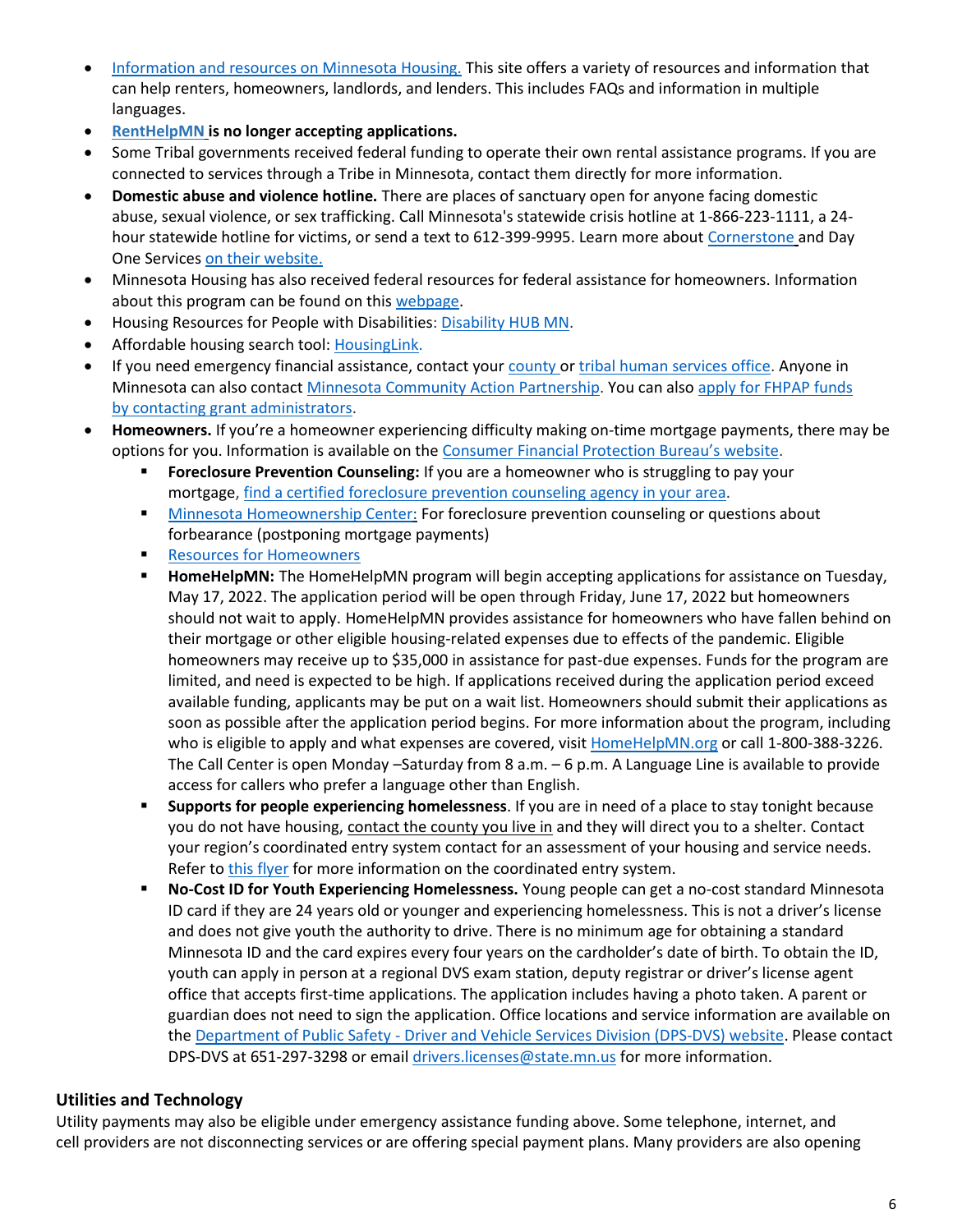- Information and resources on Minnesota Housing. This site offers a variety of resources and information that can help renters, homeowners, landlords, and lenders. This includes FAQs and information in multiple languages.
- **RentHelpMN is no longer accepting applications.**
- Some Tribal governments received federal funding to operate their own rental assistance programs. If you are connected to services through a Tribe in Minnesota, contact them directly for more information.
- **Domestic abuse and violence hotline.** There are places of sanctuary open for anyone facing domestic abuse, sexual violence, or sex trafficking. Call Minnesota's statewide crisis hotline at 1-866-223-1111, a 24-hour statewide hotline for victims, or send a text to 612-399-9995. Learn more about Cornerstone and Day One Services on their website.
- Minnesota Housing has also received federal resources for federal assistance for homeowners. Information about this program can be found on this webpage.
- Housing Resources for People with Disabilities: Disability HUB MN.
- Affordable housing search tool: HousingLink.
- If you need emergency financial assistance, contact your county or tribal human services office. Anyone in Minnesota can also contact Minnesota Community Action Partnership. You can also apply for FHPAP funds by contacting grant administrators.
- **Homeowners.** If you're a homeowner experiencing difficulty making on-time mortgage payments, there may be options for you. Information is available on the Consumer Financial Protection Bureau's website.
  - **Foreclosure Prevention Counseling:** If you are a homeowner who is struggling to pay your mortgage, find a certified foreclosure prevention counseling agency in your area.
  - Minnesota Homeownership Center: For foreclosure prevention counseling or questions about forbearance (postponing mortgage payments)
  - Resources for Homeowners
  - **HomeHelpMN:** The HomeHelpMN program will begin accepting applications for assistance on Tuesday, May 17, 2022. The application period will be open through Friday, June 17, 2022 but homeowners should not wait to apply. HomeHelpMN provides assistance for homeowners who have fallen behind on their mortgage or other eligible housing-related expenses due to effects of the pandemic. Eligible homeowners may receive up to $35,000 in assistance for past-due expenses. Funds for the program are limited, and need is expected to be high. If applications received during the application period exceed available funding, applicants may be put on a wait list. Homeowners should submit their applications as soon as possible after the application period begins. For more information about the program, including who is eligible to apply and what expenses are covered, visit HomeHelpMN.org or call 1-800-388-3226. The Call Center is open Monday –Saturday from 8 a.m. – 6 p.m. A Language Line is available to provide access for callers who prefer a language other than English.
  - **Supports for people experiencing homelessness**. If you are in need of a place to stay tonight because you do not have housing, contact the county you live in and they will direct you to a shelter. Contact your region's coordinated entry system contact for an assessment of your housing and service needs. Refer to this flyer for more information on the coordinated entry system.
  - **No-Cost ID for Youth Experiencing Homelessness.** Young people can get a no-cost standard Minnesota ID card if they are 24 years old or younger and experiencing homelessness. This is not a driver's license and does not give youth the authority to drive. There is no minimum age for obtaining a standard Minnesota ID and the card expires every four years on the cardholder's date of birth. To obtain the ID, youth can apply in person at a regional DVS exam station, deputy registrar or driver's license agent office that accepts first-time applications. The application includes having a photo taken. A parent or guardian does not need to sign the application. Office locations and service information are available on the Department of Public Safety - Driver and Vehicle Services Division (DPS-DVS) website. Please contact DPS-DVS at 651-297-3298 or email drivers.licenses@state.mn.us for more information.

## Utilities and Technology

Utility payments may also be eligible under emergency assistance funding above. Some telephone, internet, and cell providers are not disconnecting services or are offering special payment plans. Many providers are also opening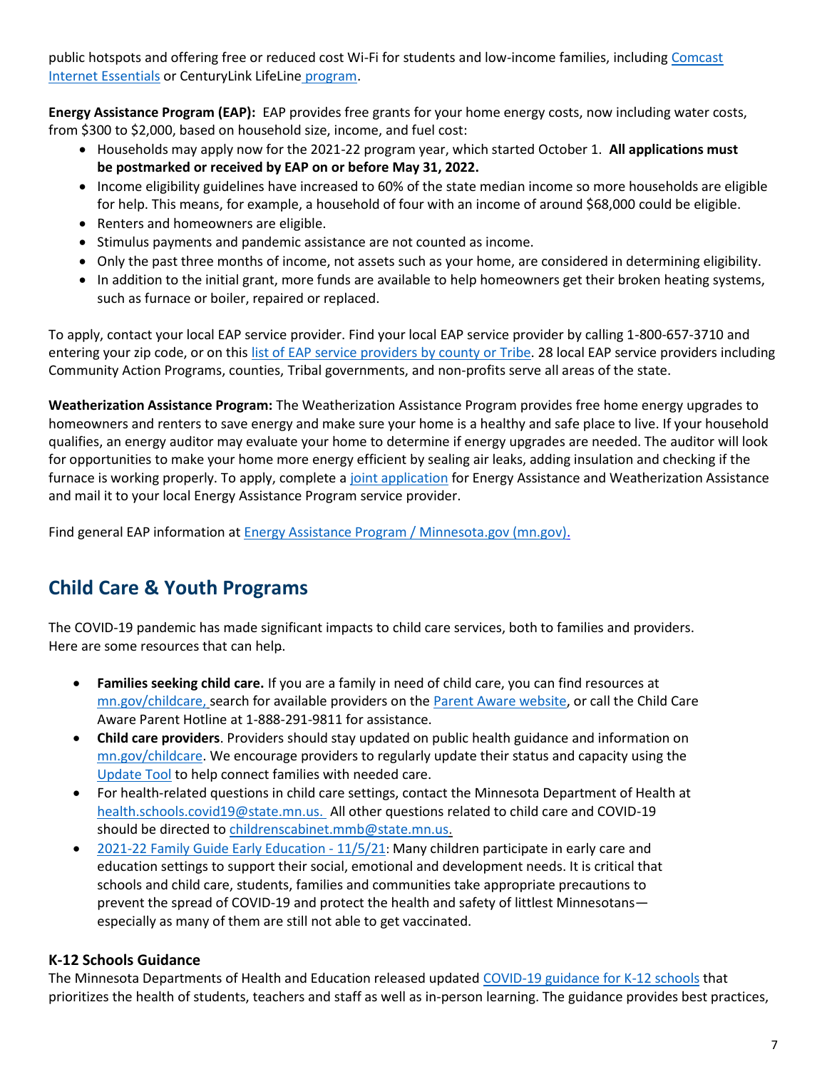public hotspots and offering free or reduced cost Wi-Fi for students and low-income families, including [Comcast Internet Essentials](Comcast Internet Essentials) or CenturyLink LifeLine program.

**Energy Assistance Program (EAP):** EAP provides free grants for your home energy costs, now including water costs, from $300 to $2,000, based on household size, income, and fuel cost:

- Households may apply now for the 2021-22 program year, which started October 1. **All applications must be postmarked or received by EAP on or before May 31, 2022.**
- Income eligibility guidelines have increased to 60% of the state median income so more households are eligible for help. This means, for example, a household of four with an income of around $68,000 could be eligible.
- Renters and homeowners are eligible.
- Stimulus payments and pandemic assistance are not counted as income.
- Only the past three months of income, not assets such as your home, are considered in determining eligibility.
- In addition to the initial grant, more funds are available to help homeowners get their broken heating systems, such as furnace or boiler, repaired or replaced.

To apply, contact your local EAP service provider. Find your local EAP service provider by calling 1-800-657-3710 and entering your zip code, or on this list of EAP service providers by county or Tribe. 28 local EAP service providers including Community Action Programs, counties, Tribal governments, and non-profits serve all areas of the state.

**Weatherization Assistance Program:** The Weatherization Assistance Program provides free home energy upgrades to homeowners and renters to save energy and make sure your home is a healthy and safe place to live. If your household qualifies, an energy auditor may evaluate your home to determine if energy upgrades are needed. The auditor will look for opportunities to make your home more energy efficient by sealing air leaks, adding insulation and checking if the furnace is working properly. To apply, complete a joint application for Energy Assistance and Weatherization Assistance and mail it to your local Energy Assistance Program service provider.

Find general EAP information at Energy Assistance Program / Minnesota.gov (mn.gov).

## Child Care & Youth Programs

The COVID-19 pandemic has made significant impacts to child care services, both to families and providers. Here are some resources that can help.

- **Families seeking child care.** If you are a family in need of child care, you can find resources at mn.gov/childcare, search for available providers on the Parent Aware website, or call the Child Care Aware Parent Hotline at 1-888-291-9811 for assistance.
- **Child care providers**. Providers should stay updated on public health guidance and information on mn.gov/childcare. We encourage providers to regularly update their status and capacity using the Update Tool to help connect families with needed care.
- For health-related questions in child care settings, contact the Minnesota Department of Health at health.schools.covid19@state.mn.us. All other questions related to child care and COVID-19 should be directed to childrenscabinet.mmb@state.mn.us.
- 2021-22 Family Guide Early Education - 11/5/21: Many children participate in early care and education settings to support their social, emotional and development needs. It is critical that schools and child care, students, families and communities take appropriate precautions to prevent the spread of COVID-19 and protect the health and safety of littlest Minnesotans—especially as many of them are still not able to get vaccinated.

### K-12 Schools Guidance

The Minnesota Departments of Health and Education released updated COVID-19 guidance for K-12 schools that prioritizes the health of students, teachers and staff as well as in-person learning. The guidance provides best practices,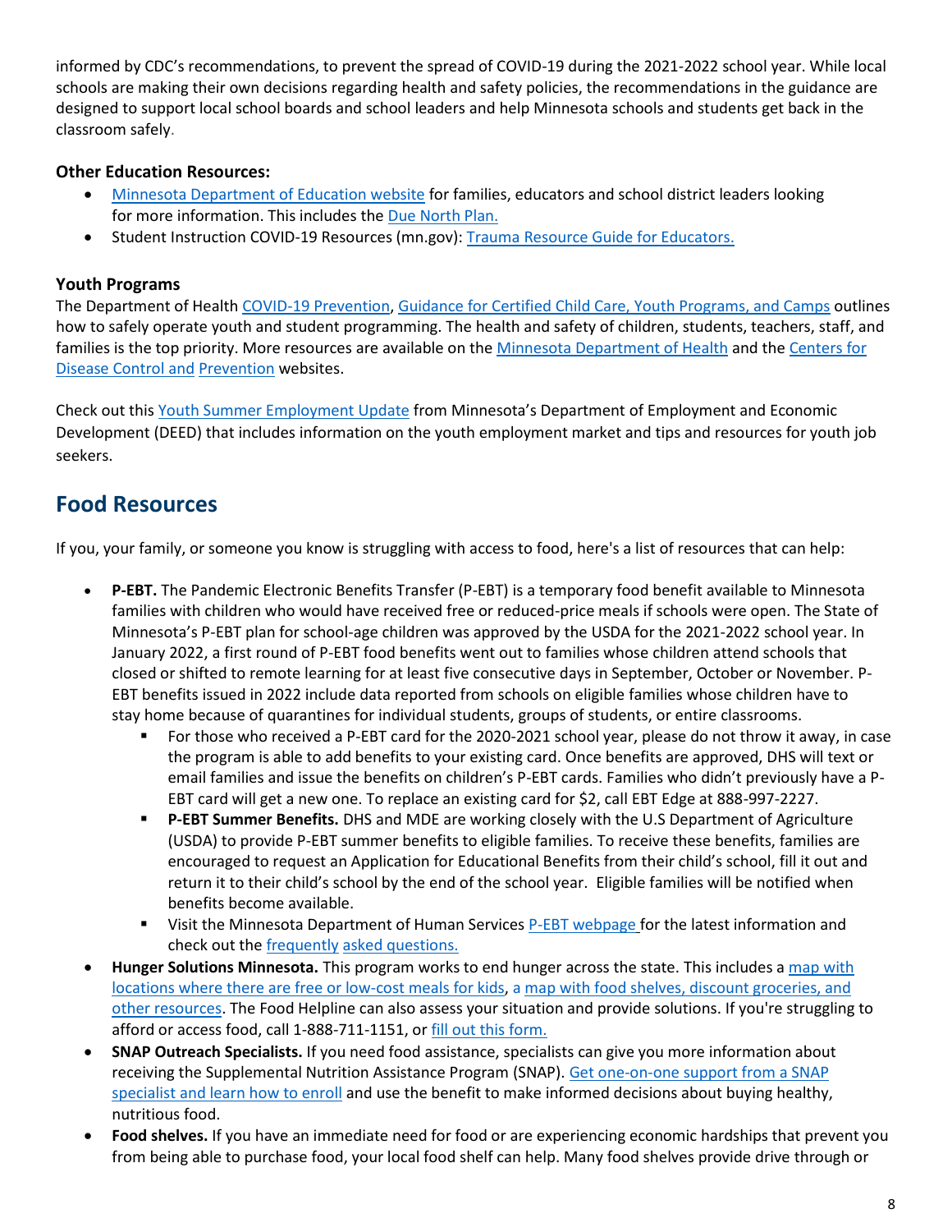informed by CDC's recommendations, to prevent the spread of COVID-19 during the 2021-2022 school year. While local schools are making their own decisions regarding health and safety policies, the recommendations in the guidance are designed to support local school boards and school leaders and help Minnesota schools and students get back in the classroom safely.

**Other Education Resources:**

- Minnesota Department of Education website for families, educators and school district leaders looking for more information. This includes the Due North Plan.
- Student Instruction COVID-19 Resources (mn.gov): Trauma Resource Guide for Educators.

**Youth Programs**

The Department of Health COVID-19 Prevention, Guidance for Certified Child Care, Youth Programs, and Camps outlines how to safely operate youth and student programming. The health and safety of children, students, teachers, staff, and families is the top priority. More resources are available on the Minnesota Department of Health and the Centers for Disease Control and Prevention websites.

Check out this Youth Summer Employment Update from Minnesota's Department of Employment and Economic Development (DEED) that includes information on the youth employment market and tips and resources for youth job seekers.

## Food Resources

If you, your family, or someone you know is struggling with access to food, here's a list of resources that can help:

- **P-EBT.** The Pandemic Electronic Benefits Transfer (P-EBT) is a temporary food benefit available to Minnesota families with children who would have received free or reduced-price meals if schools were open. The State of Minnesota's P-EBT plan for school-age children was approved by the USDA for the 2021-2022 school year. In January 2022, a first round of P-EBT food benefits went out to families whose children attend schools that closed or shifted to remote learning for at least five consecutive days in September, October or November. P-EBT benefits issued in 2022 include data reported from schools on eligible families whose children have to stay home because of quarantines for individual students, groups of students, or entire classrooms.
  - For those who received a P-EBT card for the 2020-2021 school year, please do not throw it away, in case the program is able to add benefits to your existing card. Once benefits are approved, DHS will text or email families and issue the benefits on children's P-EBT cards. Families who didn't previously have a P-EBT card will get a new one. To replace an existing card for $2, call EBT Edge at 888-997-2227.
  - **P-EBT Summer Benefits.** DHS and MDE are working closely with the U.S Department of Agriculture (USDA) to provide P-EBT summer benefits to eligible families. To receive these benefits, families are encouraged to request an Application for Educational Benefits from their child's school, fill it out and return it to their child's school by the end of the school year. Eligible families will be notified when benefits become available.
  - Visit the Minnesota Department of Human Services P-EBT webpage for the latest information and check out the frequently asked questions.
- **Hunger Solutions Minnesota.** This program works to end hunger across the state. This includes a map with locations where there are free or low-cost meals for kids, a map with food shelves, discount groceries, and other resources. The Food Helpline can also assess your situation and provide solutions. If you're struggling to afford or access food, call 1-888-711-1151, or fill out this form.
- **SNAP Outreach Specialists.** If you need food assistance, specialists can give you more information about receiving the Supplemental Nutrition Assistance Program (SNAP). Get one-on-one support from a SNAP specialist and learn how to enroll and use the benefit to make informed decisions about buying healthy, nutritious food.
- **Food shelves.** If you have an immediate need for food or are experiencing economic hardships that prevent you from being able to purchase food, your local food shelf can help. Many food shelves provide drive through or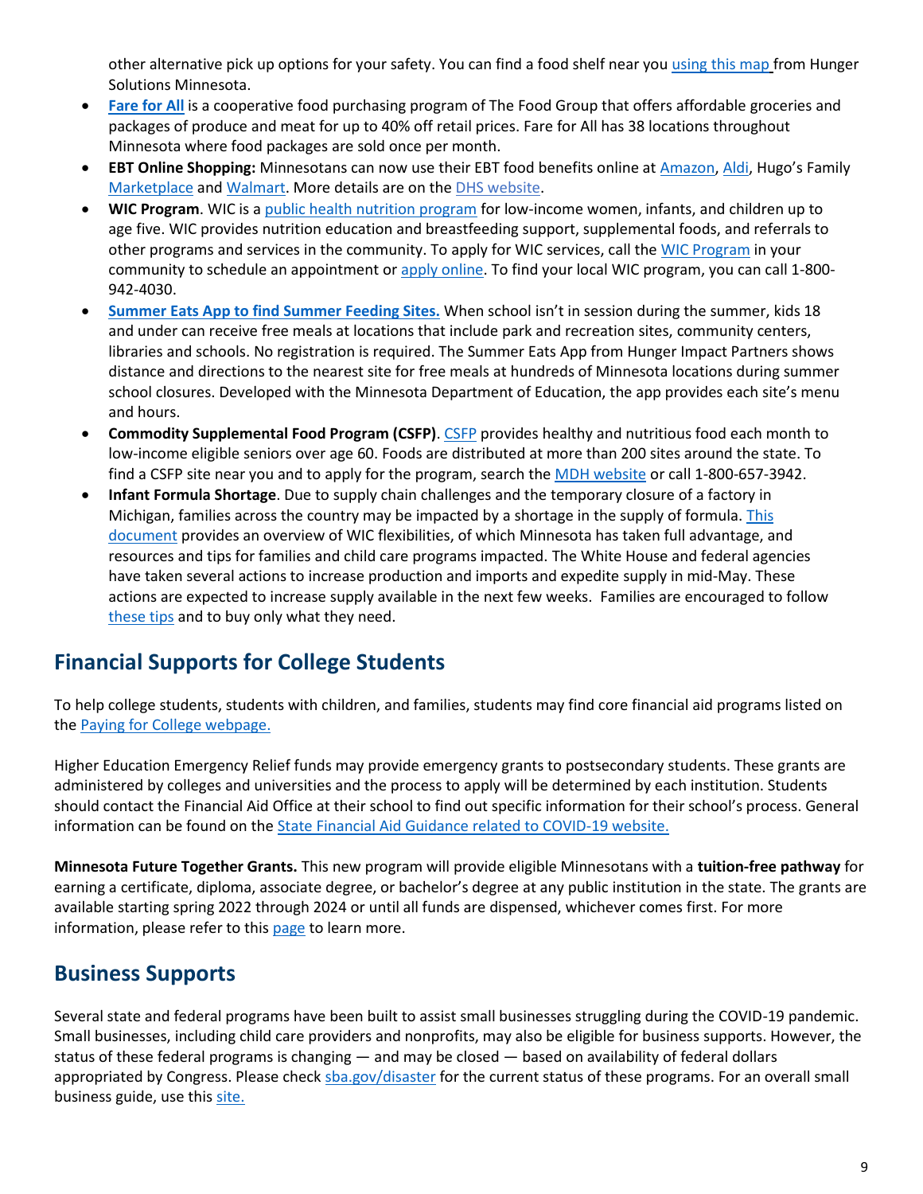other alternative pick up options for your safety. You can find a food shelf near you using this map from Hunger Solutions Minnesota.

- **Fare for All** is a cooperative food purchasing program of The Food Group that offers affordable groceries and packages of produce and meat for up to 40% off retail prices. Fare for All has 38 locations throughout Minnesota where food packages are sold once per month.
- **EBT Online Shopping:** Minnesotans can now use their EBT food benefits online at Amazon, Aldi, Hugo's Family Marketplace and Walmart. More details are on the DHS website.
- **WIC Program**. WIC is a public health nutrition program for low-income women, infants, and children up to age five. WIC provides nutrition education and breastfeeding support, supplemental foods, and referrals to other programs and services in the community. To apply for WIC services, call the WIC Program in your community to schedule an appointment or apply online. To find your local WIC program, you can call 1-800-942-4030.
- **Summer Eats App to find Summer Feeding Sites.** When school isn't in session during the summer, kids 18 and under can receive free meals at locations that include park and recreation sites, community centers, libraries and schools. No registration is required. The Summer Eats App from Hunger Impact Partners shows distance and directions to the nearest site for free meals at hundreds of Minnesota locations during summer school closures. Developed with the Minnesota Department of Education, the app provides each site's menu and hours.
- **Commodity Supplemental Food Program (CSFP)**. CSFP provides healthy and nutritious food each month to low-income eligible seniors over age 60. Foods are distributed at more than 200 sites around the state. To find a CSFP site near you and to apply for the program, search the MDH website or call 1-800-657-3942.
- **Infant Formula Shortage**. Due to supply chain challenges and the temporary closure of a factory in Michigan, families across the country may be impacted by a shortage in the supply of formula. This document provides an overview of WIC flexibilities, of which Minnesota has taken full advantage, and resources and tips for families and child care programs impacted. The White House and federal agencies have taken several actions to increase production and imports and expedite supply in mid-May. These actions are expected to increase supply available in the next few weeks. Families are encouraged to follow these tips and to buy only what they need.

## Financial Supports for College Students

To help college students, students with children, and families, students may find core financial aid programs listed on the Paying for College webpage.

Higher Education Emergency Relief funds may provide emergency grants to postsecondary students. These grants are administered by colleges and universities and the process to apply will be determined by each institution. Students should contact the Financial Aid Office at their school to find out specific information for their school's process. General information can be found on the State Financial Aid Guidance related to COVID-19 website.

**Minnesota Future Together Grants.** This new program will provide eligible Minnesotans with a **tuition-free pathway** for earning a certificate, diploma, associate degree, or bachelor's degree at any public institution in the state. The grants are available starting spring 2022 through 2024 or until all funds are dispensed, whichever comes first. For more information, please refer to this page to learn more.

## Business Supports

Several state and federal programs have been built to assist small businesses struggling during the COVID-19 pandemic. Small businesses, including child care providers and nonprofits, may also be eligible for business supports. However, the status of these federal programs is changing — and may be closed — based on availability of federal dollars appropriated by Congress. Please check sba.gov/disaster for the current status of these programs. For an overall small business guide, use this site.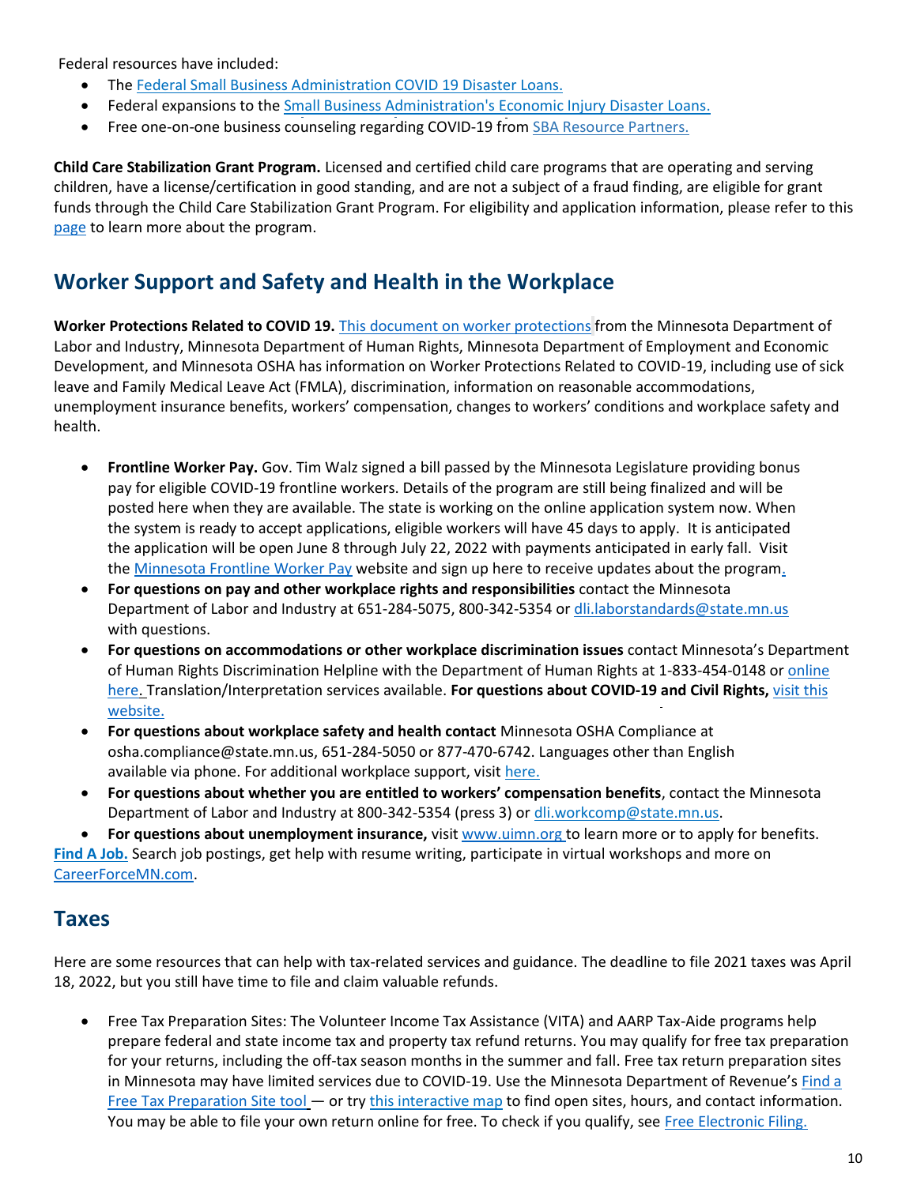Federal resources have included:

- The Federal Small Business Administration COVID 19 Disaster Loans.
- Federal expansions to the Small Business Administration's Economic Injury Disaster Loans.
- Free one-on-one business counseling regarding COVID-19 from SBA Resource Partners.

**Child Care Stabilization Grant Program.** Licensed and certified child care programs that are operating and serving children, have a license/certification in good standing, and are not a subject of a fraud finding, are eligible for grant funds through the Child Care Stabilization Grant Program. For eligibility and application information, please refer to this page to learn more about the program.

## Worker Support and Safety and Health in the Workplace

**Worker Protections Related to COVID 19.** This document on worker protections from the Minnesota Department of Labor and Industry, Minnesota Department of Human Rights, Minnesota Department of Employment and Economic Development, and Minnesota OSHA has information on Worker Protections Related to COVID-19, including use of sick leave and Family Medical Leave Act (FMLA), discrimination, information on reasonable accommodations, unemployment insurance benefits, workers' compensation, changes to workers' conditions and workplace safety and health.

- **Frontline Worker Pay.** Gov. Tim Walz signed a bill passed by the Minnesota Legislature providing bonus pay for eligible COVID-19 frontline workers. Details of the program are still being finalized and will be posted here when they are available. The state is working on the online application system now. When the system is ready to accept applications, eligible workers will have 45 days to apply. It is anticipated the application will be open June 8 through July 22, 2022 with payments anticipated in early fall. Visit the Minnesota Frontline Worker Pay website and sign up here to receive updates about the program.
- **For questions on pay and other workplace rights and responsibilities** contact the Minnesota Department of Labor and Industry at 651-284-5075, 800-342-5354 or dli.laborstandards@state.mn.us with questions.
- **For questions on accommodations or other workplace discrimination issues** contact Minnesota's Department of Human Rights Discrimination Helpline with the Department of Human Rights at 1-833-454-0148 or online here. Translation/Interpretation services available. **For questions about COVID-19 and Civil Rights,** visit this website.
- **For questions about workplace safety and health contact** Minnesota OSHA Compliance at osha.compliance@state.mn.us, 651-284-5050 or 877-470-6742. Languages other than English available via phone. For additional workplace support, visit here.
- **For questions about whether you are entitled to workers' compensation benefits**, contact the Minnesota Department of Labor and Industry at 800-342-5354 (press 3) or dli.workcomp@state.mn.us.
- **For questions about unemployment insurance,** visit www.uimn.org to learn more or to apply for benefits.

**Find A Job.** Search job postings, get help with resume writing, participate in virtual workshops and more on CareerForceMN.com.

## Taxes

Here are some resources that can help with tax-related services and guidance. The deadline to file 2021 taxes was April 18, 2022, but you still have time to file and claim valuable refunds.

- Free Tax Preparation Sites: The Volunteer Income Tax Assistance (VITA) and AARP Tax-Aide programs help prepare federal and state income tax and property tax refund returns. You may qualify for free tax preparation for your returns, including the off-tax season months in the summer and fall. Free tax return preparation sites in Minnesota may have limited services due to COVID-19. Use the Minnesota Department of Revenue's Find a Free Tax Preparation Site tool — or try this interactive map to find open sites, hours, and contact information. You may be able to file your own return online for free. To check if you qualify, see Free Electronic Filing.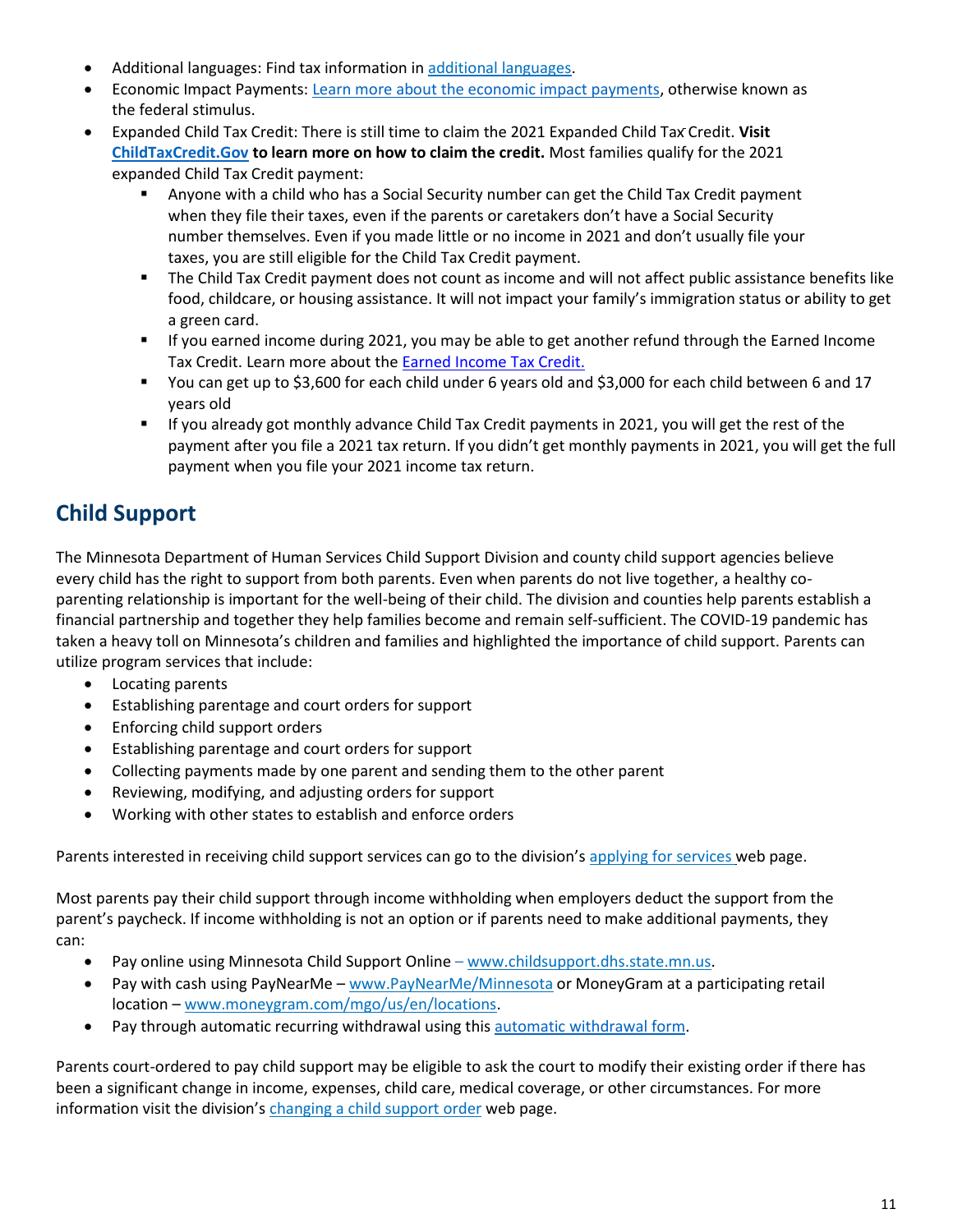- Additional languages: Find tax information in [additional languages](additional languages).
- Economic Impact Payments: Learn more about the economic impact payments, otherwise known as the federal stimulus.
- Expanded Child Tax Credit: There is still time to claim the 2021 Expanded Child Tax Credit. **Visit ChildTaxCredit.Gov to learn more on how to claim the credit.** Most families qualify for the 2021 expanded Child Tax Credit payment:
  - Anyone with a child who has a Social Security number can get the Child Tax Credit payment when they file their taxes, even if the parents or caretakers don't have a Social Security number themselves. Even if you made little or no income in 2021 and don't usually file your taxes, you are still eligible for the Child Tax Credit payment.
  - The Child Tax Credit payment does not count as income and will not affect public assistance benefits like food, childcare, or housing assistance. It will not impact your family's immigration status or ability to get a green card.
  - If you earned income during 2021, you may be able to get another refund through the Earned Income Tax Credit. Learn more about the Earned Income Tax Credit.
  - You can get up to $3,600 for each child under 6 years old and $3,000 for each child between 6 and 17 years old
  - If you already got monthly advance Child Tax Credit payments in 2021, you will get the rest of the payment after you file a 2021 tax return. If you didn't get monthly payments in 2021, you will get the full payment when you file your 2021 income tax return.

## Child Support

The Minnesota Department of Human Services Child Support Division and county child support agencies believe every child has the right to support from both parents. Even when parents do not live together, a healthy co-parenting relationship is important for the well-being of their child. The division and counties help parents establish a financial partnership and together they help families become and remain self-sufficient. The COVID-19 pandemic has taken a heavy toll on Minnesota's children and families and highlighted the importance of child support. Parents can utilize program services that include:

- Locating parents
- Establishing parentage and court orders for support
- Enforcing child support orders
- Establishing parentage and court orders for support
- Collecting payments made by one parent and sending them to the other parent
- Reviewing, modifying, and adjusting orders for support
- Working with other states to establish and enforce orders

Parents interested in receiving child support services can go to the division's applying for services web page.

Most parents pay their child support through income withholding when employers deduct the support from the parent's paycheck. If income withholding is not an option or if parents need to make additional payments, they can:

- Pay online using Minnesota Child Support Online – www.childsupport.dhs.state.mn.us.
- Pay with cash using PayNearMe – www.PayNearMe/Minnesota or MoneyGram at a participating retail location – www.moneygram.com/mgo/us/en/locations.
- Pay through automatic recurring withdrawal using this automatic withdrawal form.

Parents court-ordered to pay child support may be eligible to ask the court to modify their existing order if there has been a significant change in income, expenses, child care, medical coverage, or other circumstances. For more information visit the division's changing a child support order web page.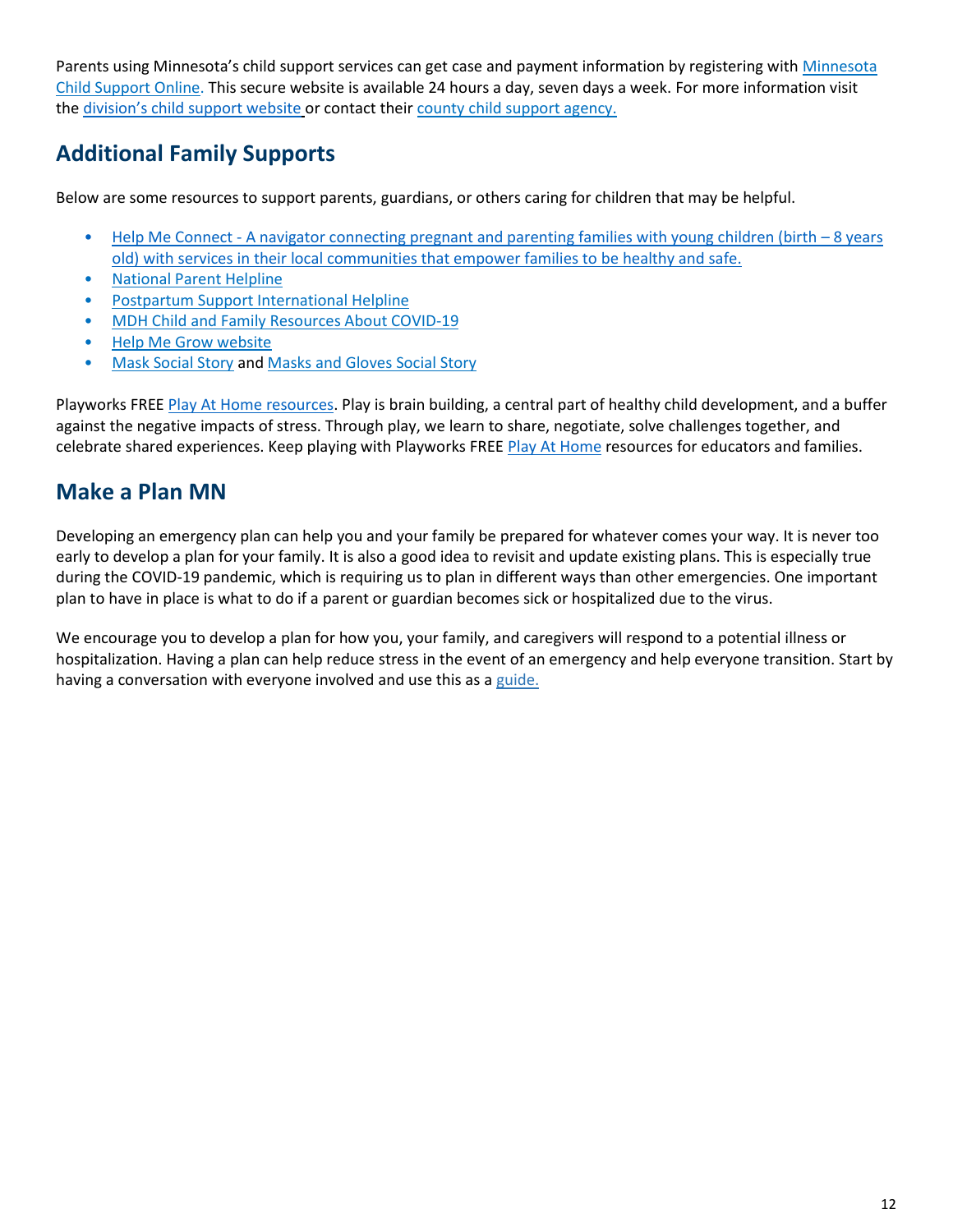Parents using Minnesota's child support services can get case and payment information by registering with Minnesota Child Support Online. This secure website is available 24 hours a day, seven days a week. For more information visit the division's child support website or contact their county child support agency.

## Additional Family Supports

Below are some resources to support parents, guardians, or others caring for children that may be helpful.

- Help Me Connect - A navigator connecting pregnant and parenting families with young children (birth – 8 years old) with services in their local communities that empower families to be healthy and safe.
- National Parent Helpline
- Postpartum Support International Helpline
- MDH Child and Family Resources About COVID-19
- Help Me Grow website
- Mask Social Story and Masks and Gloves Social Story

Playworks FREE Play At Home resources. Play is brain building, a central part of healthy child development, and a buffer against the negative impacts of stress. Through play, we learn to share, negotiate, solve challenges together, and celebrate shared experiences. Keep playing with Playworks FREE Play At Home resources for educators and families.

## Make a Plan MN

Developing an emergency plan can help you and your family be prepared for whatever comes your way. It is never too early to develop a plan for your family. It is also a good idea to revisit and update existing plans. This is especially true during the COVID-19 pandemic, which is requiring us to plan in different ways than other emergencies. One important plan to have in place is what to do if a parent or guardian becomes sick or hospitalized due to the virus.

We encourage you to develop a plan for how you, your family, and caregivers will respond to a potential illness or hospitalization. Having a plan can help reduce stress in the event of an emergency and help everyone transition. Start by having a conversation with everyone involved and use this as a guide.